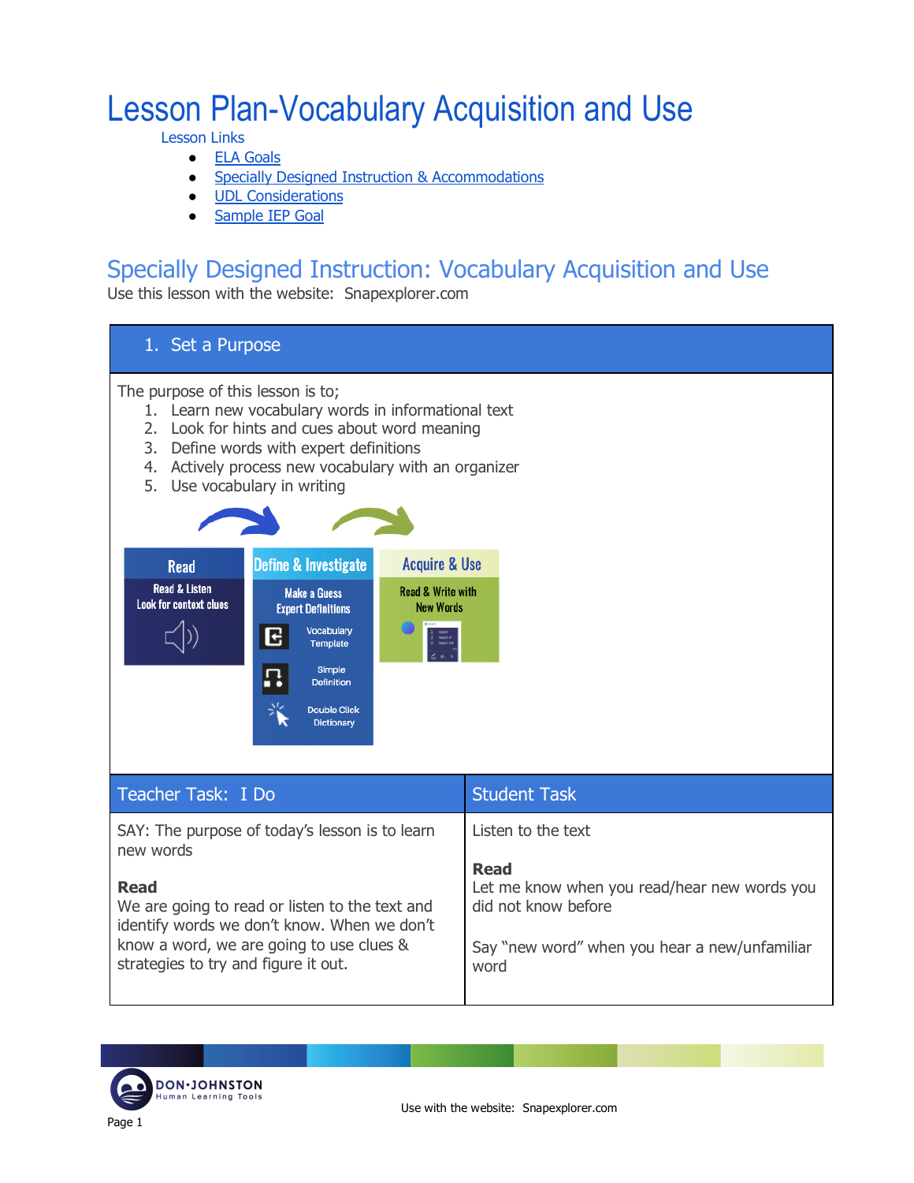# Lesson Plan-Vocabulary Acquisition and Use

Lesson Links

- ELA Goals
- Specially Designed Instruction & Accommodations
- UDL Considerations
- Sample IEP Goal

## Specially Designed Instruction: Vocabulary Acquisition and Use

Use this lesson with the website: Snapexplorer.com

| 1. Set a Purpose | |
|---|---|
| The purpose of this lesson is to;<br>1. Learn new vocabulary words in informational text<br>2. Look for hints and cues about word meaning<br>3. Define words with expert definitions<br>4. Actively process new vocabulary with an organizer<br>5. Use vocabulary in writing<br><br>**Read** – Read & Listen; Look for context clues<br>**Define & Investigate** – Make a Guess; Expert Definitions; Vocabulary Template; Simple Definition; Double Click Dictionary<br>**Acquire & Use** – Read & Write with New Words | |
| **Teacher Task: I Do** | **Student Task** |
| SAY: The purpose of today's lesson is to learn new words<br><br>**Read**<br>We are going to read or listen to the text and identify words we don't know. When we don't know a word, we are going to use clues & strategies to try and figure it out. | Listen to the text<br><br>**Read**<br>Let me know when you read/hear new words you did not know before<br><br>Say "new word" when you hear a new/unfamiliar word |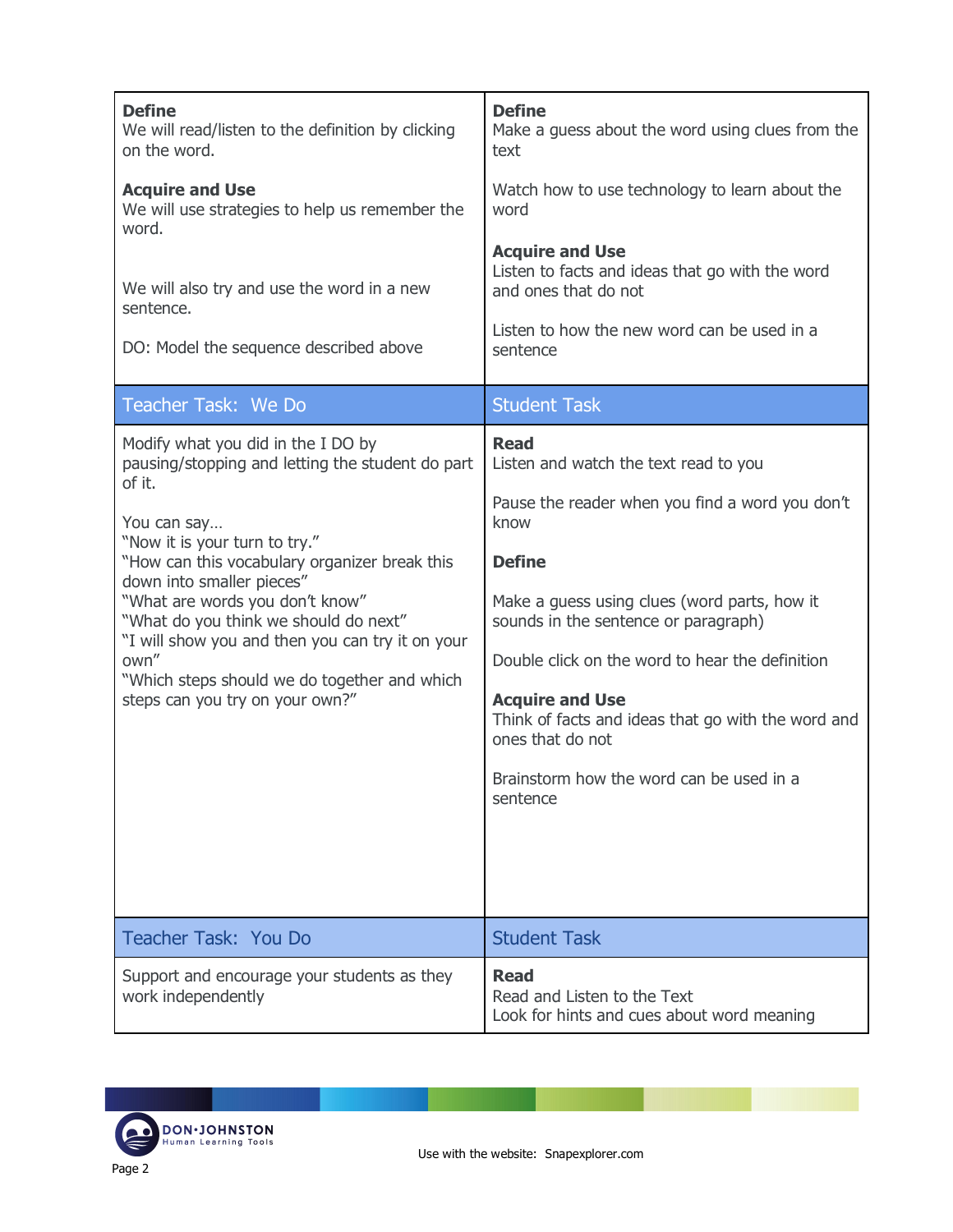| | |
|---|---|
| **Define**<br>We will read/listen to the definition by clicking on the word.<br><br>**Acquire and Use**<br>We will use strategies to help us remember the word.<br><br>We will also try and use the word in a new sentence.<br><br>DO: Model the sequence described above | **Define**<br>Make a guess about the word using clues from the text<br><br>Watch how to use technology to learn about the word<br><br>**Acquire and Use**<br>Listen to facts and ideas that go with the word and ones that do not<br><br>Listen to how the new word can be used in a sentence |
| **Teacher Task: We Do** | **Student Task** |
| Modify what you did in the I DO by pausing/stopping and letting the student do part of it.<br><br>You can say…<br>"Now it is your turn to try."<br>"How can this vocabulary organizer break this down into smaller pieces"<br>"What are words you don't know"<br>"What do you think we should do next"<br>"I will show you and then you can try it on your own"<br>"Which steps should we do together and which steps can you try on your own?" | **Read**<br>Listen and watch the text read to you<br><br>Pause the reader when you find a word you don't know<br><br>**Define**<br><br>Make a guess using clues (word parts, how it sounds in the sentence or paragraph)<br><br>Double click on the word to hear the definition<br><br>**Acquire and Use**<br>Think of facts and ideas that go with the word and ones that do not<br><br>Brainstorm how the word can be used in a sentence |
| **Teacher Task: You Do** | **Student Task** |
| Support and encourage your students as they work independently | **Read**<br>Read and Listen to the Text<br>Look for hints and cues about word meaning |

Use with the website: Snapexplorer.com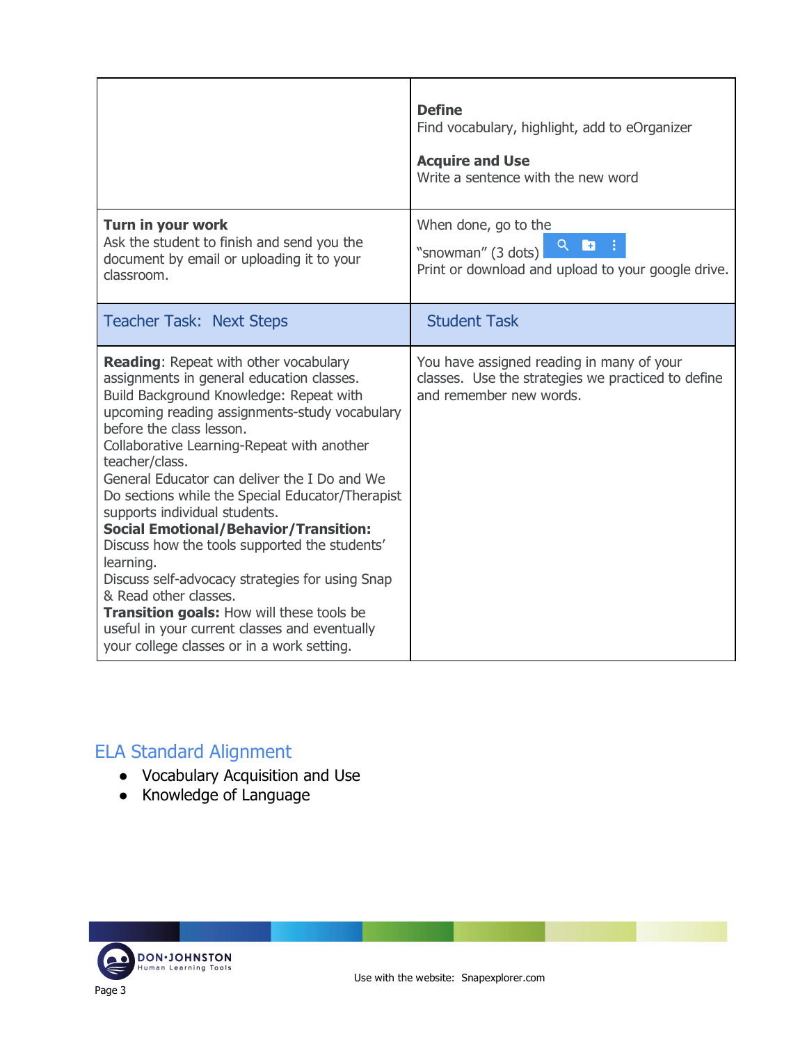| | |
|---|---|
| | **Define**<br>Find vocabulary, highlight, add to eOrganizer<br><br>**Acquire and Use**<br>Write a sentence with the new word |
| **Turn in your work**<br>Ask the student to finish and send you the document by email or uploading it to your classroom. | When done, go to the "snowman" (3 dots)<br>Print or download and upload to your google drive. |
| Teacher Task: Next Steps | Student Task |
| **Reading**: Repeat with other vocabulary assignments in general education classes.<br>Build Background Knowledge: Repeat with upcoming reading assignments-study vocabulary before the class lesson.<br>Collaborative Learning-Repeat with another teacher/class.<br>General Educator can deliver the I Do and We Do sections while the Special Educator/Therapist supports individual students.<br>**Social Emotional/Behavior/Transition:** Discuss how the tools supported the students' learning.<br>Discuss self-advocacy strategies for using Snap & Read other classes.<br>**Transition goals:** How will these tools be useful in your current classes and eventually your college classes or in a work setting. | You have assigned reading in many of your classes. Use the strategies we practiced to define and remember new words. |

## ELA Standard Alignment

- Vocabulary Acquisition and Use
- Knowledge of Language

Use with the website: Snapexplorer.com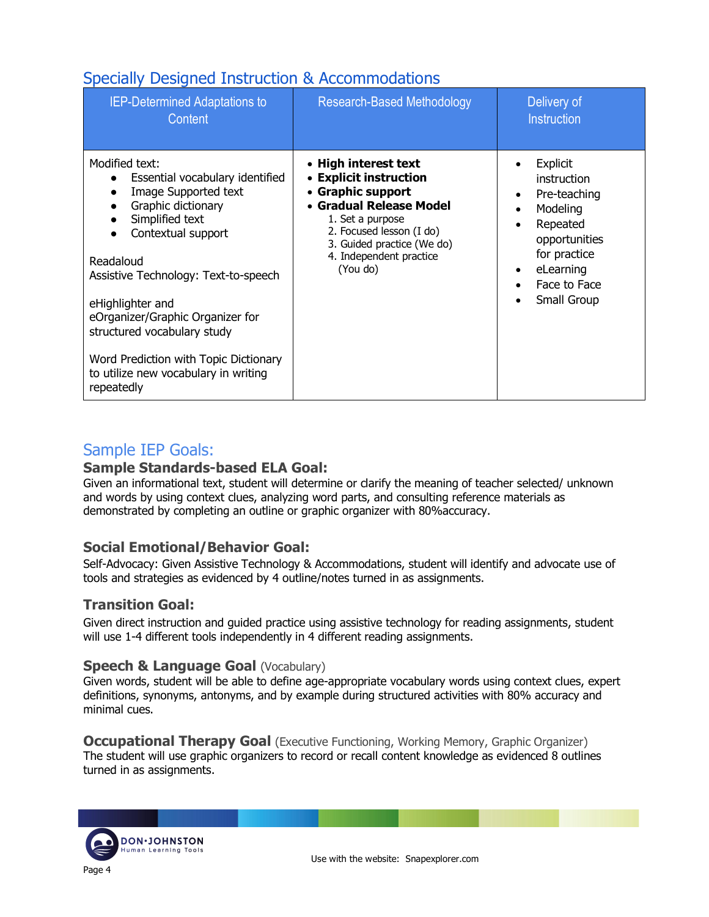## Specially Designed Instruction & Accommodations

| IEP-Determined Adaptations to Content | Research-Based Methodology | Delivery of Instruction |
|---|---|---|
| Modified text:<br>• Essential vocabulary identified<br>• Image Supported text<br>• Graphic dictionary<br>• Simplified text<br>• Contextual support<br><br>Readaloud<br>Assistive Technology: Text-to-speech<br><br>eHighlighter and eOrganizer/Graphic Organizer for structured vocabulary study<br><br>Word Prediction with Topic Dictionary to utilize new vocabulary in writing repeatedly | • **High interest text**<br>• **Explicit instruction**<br>• **Graphic support**<br>• **Gradual Release Model**<br>1. Set a purpose<br>2. Focused lesson (I do)<br>3. Guided practice (We do)<br>4. Independent practice (You do) | • Explicit instruction<br>• Pre-teaching<br>• Modeling<br>• Repeated opportunities for practice<br>• eLearning<br>• Face to Face<br>• Small Group |

## Sample IEP Goals:

### Sample Standards-based ELA Goal:

Given an informational text, student will determine or clarify the meaning of teacher selected/ unknown and words by using context clues, analyzing word parts, and consulting reference materials as demonstrated by completing an outline or graphic organizer with 80%accuracy.

### Social Emotional/Behavior Goal:

Self-Advocacy: Given Assistive Technology & Accommodations, student will identify and advocate use of tools and strategies as evidenced by 4 outline/notes turned in as assignments.

### Transition Goal:

Given direct instruction and guided practice using assistive technology for reading assignments, student will use 1-4 different tools independently in 4 different reading assignments.

### Speech & Language Goal (Vocabulary)

Given words, student will be able to define age-appropriate vocabulary words using context clues, expert definitions, synonyms, antonyms, and by example during structured activities with 80% accuracy and minimal cues.

### Occupational Therapy Goal (Executive Functioning, Working Memory, Graphic Organizer)

The student will use graphic organizers to record or recall content knowledge as evidenced 8 outlines turned in as assignments.

Use with the website: Snapexplorer.com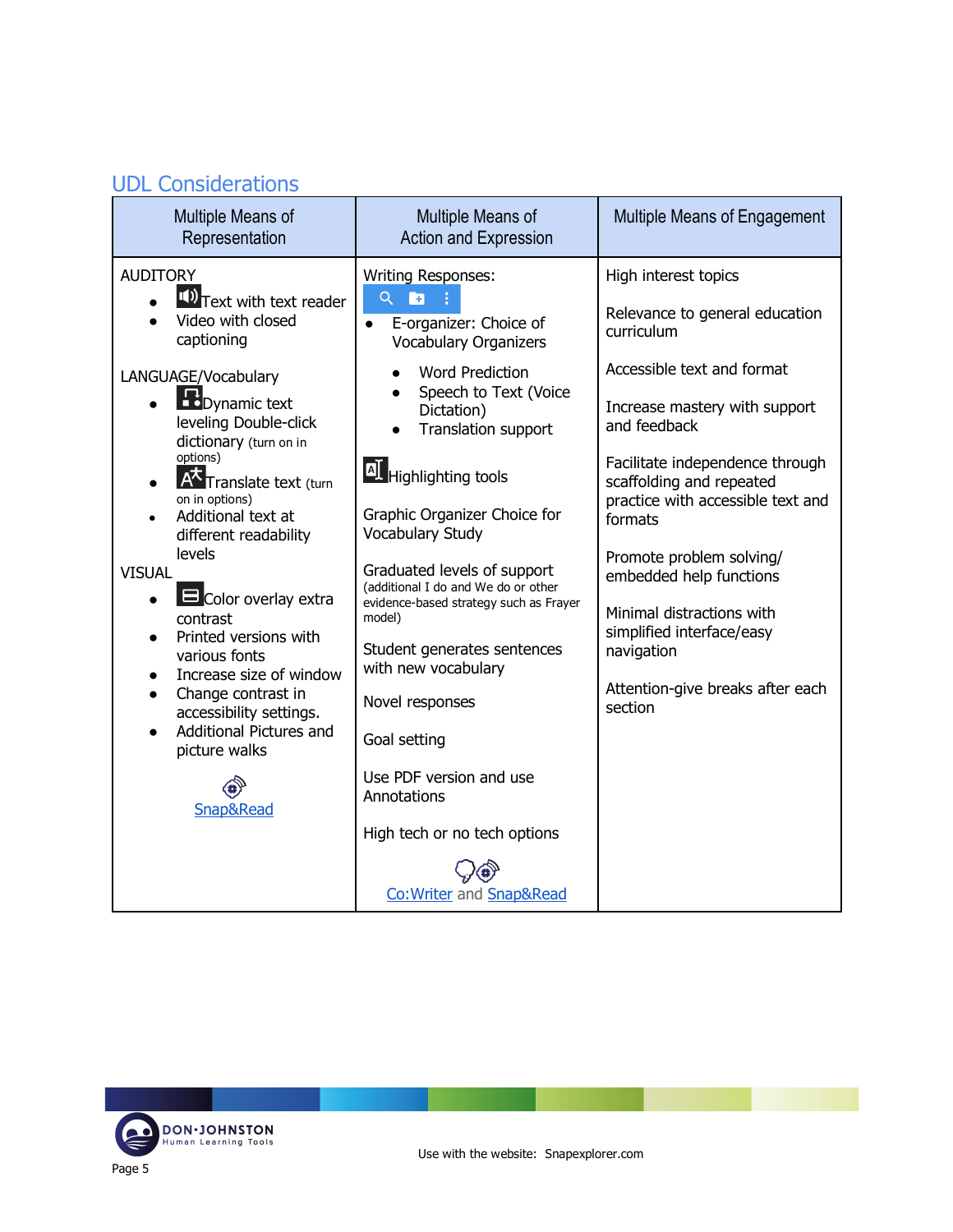## UDL Considerations

| Multiple Means of Representation | Multiple Means of Action and Expression | Multiple Means of Engagement |
|---|---|---|
| AUDITORY<br>• Text with text reader<br>• Video with closed captioning<br><br>LANGUAGE/Vocabulary<br>• Dynamic text leveling Double-click dictionary (turn on in options)<br>• Translate text (turn on in options)<br>• Additional text at different readability levels<br><br>VISUAL<br>• Color overlay extra contrast<br>• Printed versions with various fonts<br>• Increase size of window<br>• Change contrast in accessibility settings.<br>• Additional Pictures and picture walks<br><br>[Snap&Read](Snap&Read) | Writing Responses:<br>• E-organizer: Choice of Vocabulary Organizers<br>&nbsp;&nbsp;• Word Prediction<br>&nbsp;&nbsp;• Speech to Text (Voice Dictation)<br>&nbsp;&nbsp;• Translation support<br><br>Highlighting tools<br><br>Graphic Organizer Choice for Vocabulary Study<br><br>Graduated levels of support (additional I do and We do or other evidence-based strategy such as Frayer model)<br><br>Student generates sentences with new vocabulary<br><br>Novel responses<br><br>Goal setting<br><br>Use PDF version and use Annotations<br><br>High tech or no tech options<br><br>Co:Writer and Snap&Read | High interest topics<br><br>Relevance to general education curriculum<br><br>Accessible text and format<br><br>Increase mastery with support and feedback<br><br>Facilitate independence through scaffolding and repeated practice with accessible text and formats<br><br>Promote problem solving/ embedded help functions<br><br>Minimal distractions with simplified interface/easy navigation<br><br>Attention-give breaks after each section |

Use with the website: Snapexplorer.com